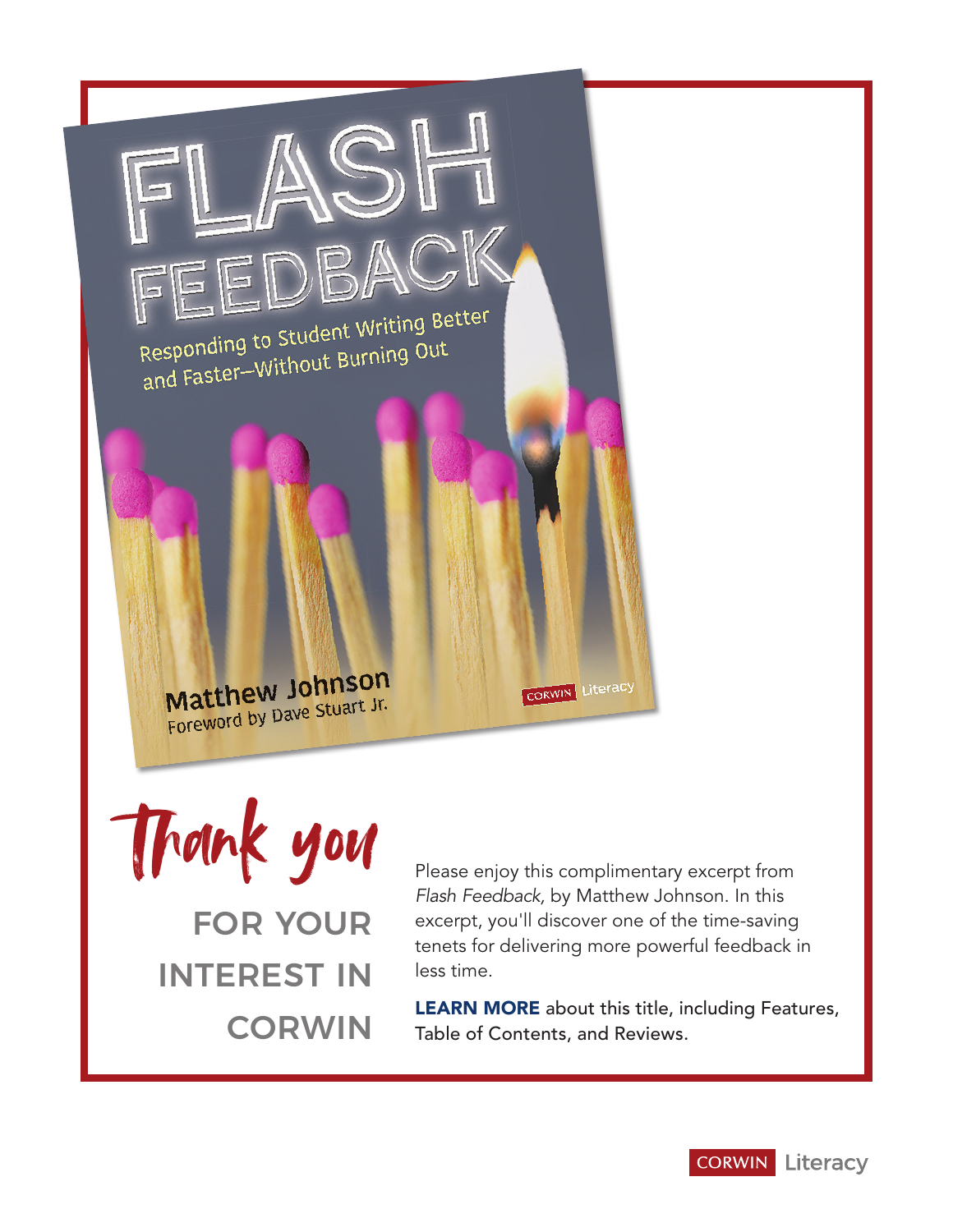# FLASH FEEDBACK

## Responding to Student Writing Better and Faster—Without Burning Out

**Matthew Johnson**

Foreword by Dave Stuart Jr.

CORWIN Literacy

# Thank you

## FOR YOUR INTEREST IN CORWIN

Please enjoy this complimentary excerpt from *Flash Feedback*, by Matthew Johnson. In this excerpt, you'll discover one of the time-saving tenets for delivering more powerful feedback in less time.

**LEARN MORE** about this title, including Features, Table of Contents, and Reviews.

CORWIN Literacy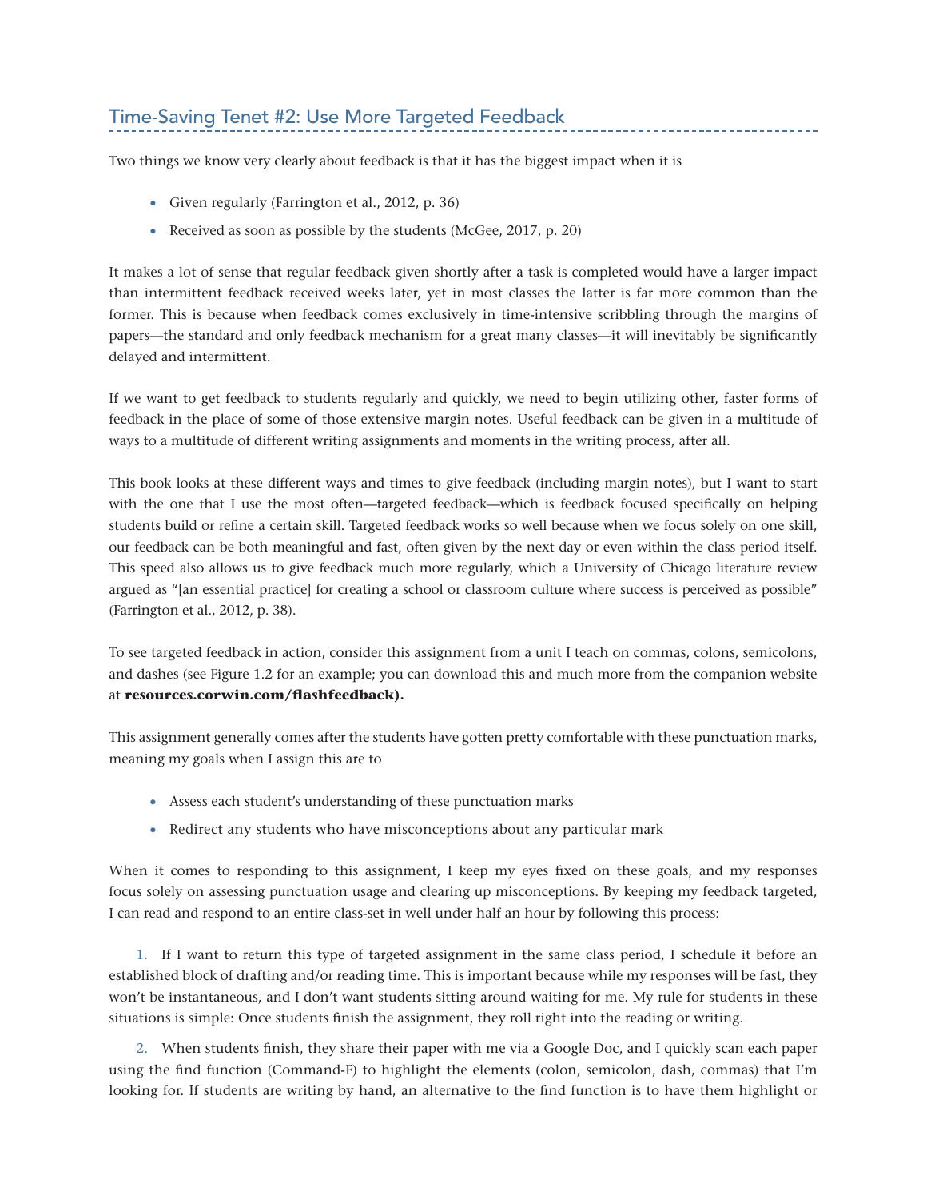## Time-Saving Tenet #2: Use More Targeted Feedback

Two things we know very clearly about feedback is that it has the biggest impact when it is

- Given regularly (Farrington et al., 2012, p. 36)
- Received as soon as possible by the students (McGee, 2017, p. 20)

It makes a lot of sense that regular feedback given shortly after a task is completed would have a larger impact than intermittent feedback received weeks later, yet in most classes the latter is far more common than the former. This is because when feedback comes exclusively in time-intensive scribbling through the margins of papers—the standard and only feedback mechanism for a great many classes—it will inevitably be significantly delayed and intermittent.

If we want to get feedback to students regularly and quickly, we need to begin utilizing other, faster forms of feedback in the place of some of those extensive margin notes. Useful feedback can be given in a multitude of ways to a multitude of different writing assignments and moments in the writing process, after all.

This book looks at these different ways and times to give feedback (including margin notes), but I want to start with the one that I use the most often—targeted feedback—which is feedback focused specifically on helping students build or refine a certain skill. Targeted feedback works so well because when we focus solely on one skill, our feedback can be both meaningful and fast, often given by the next day or even within the class period itself. This speed also allows us to give feedback much more regularly, which a University of Chicago literature review argued as "[an essential practice] for creating a school or classroom culture where success is perceived as possible" (Farrington et al., 2012, p. 38).

To see targeted feedback in action, consider this assignment from a unit I teach on commas, colons, semicolons, and dashes (see Figure 1.2 for an example; you can download this and much more from the companion website at **resources.corwin.com/flashfeedback).**

This assignment generally comes after the students have gotten pretty comfortable with these punctuation marks, meaning my goals when I assign this are to

- Assess each student's understanding of these punctuation marks
- Redirect any students who have misconceptions about any particular mark

When it comes to responding to this assignment, I keep my eyes fixed on these goals, and my responses focus solely on assessing punctuation usage and clearing up misconceptions. By keeping my feedback targeted, I can read and respond to an entire class-set in well under half an hour by following this process:

1. If I want to return this type of targeted assignment in the same class period, I schedule it before an established block of drafting and/or reading time. This is important because while my responses will be fast, they won't be instantaneous, and I don't want students sitting around waiting for me. My rule for students in these situations is simple: Once students finish the assignment, they roll right into the reading or writing.

2. When students finish, they share their paper with me via a Google Doc, and I quickly scan each paper using the find function (Command-F) to highlight the elements (colon, semicolon, dash, commas) that I'm looking for. If students are writing by hand, an alternative to the find function is to have them highlight or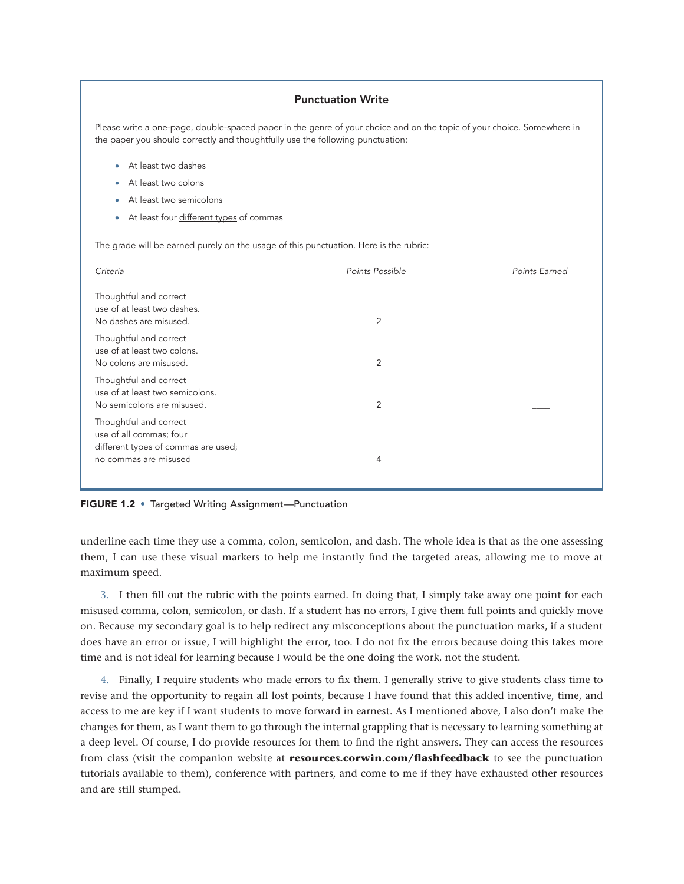### Punctuation Write

Please write a one-page, double-spaced paper in the genre of your choice and on the topic of your choice. Somewhere in the paper you should correctly and thoughtfully use the following punctuation:

- At least two dashes
- At least two colons
- At least two semicolons
- At least four <u>different types</u> of commas

The grade will be earned purely on the usage of this punctuation. Here is the rubric:

| *Criteria* | *Points Possible* | *Points Earned* |
|---|---|---|
| Thoughtful and correct use of at least two dashes. No dashes are misused. | 2 | ____ |
| Thoughtful and correct use of at least two colons. No colons are misused. | 2 | ____ |
| Thoughtful and correct use of at least two semicolons. No semicolons are misused. | 2 | ____ |
| Thoughtful and correct use of all commas; four different types of commas are used; no commas are misused | 4 | ____ |

**FIGURE 1.2** • Targeted Writing Assignment—Punctuation

underline each time they use a comma, colon, semicolon, and dash. The whole idea is that as the one assessing them, I can use these visual markers to help me instantly find the targeted areas, allowing me to move at maximum speed.

3. I then fill out the rubric with the points earned. In doing that, I simply take away one point for each misused comma, colon, semicolon, or dash. If a student has no errors, I give them full points and quickly move on. Because my secondary goal is to help redirect any misconceptions about the punctuation marks, if a student does have an error or issue, I will highlight the error, too. I do not fix the errors because doing this takes more time and is not ideal for learning because I would be the one doing the work, not the student.

4. Finally, I require students who made errors to fix them. I generally strive to give students class time to revise and the opportunity to regain all lost points, because I have found that this added incentive, time, and access to me are key if I want students to move forward in earnest. As I mentioned above, I also don't make the changes for them, as I want them to go through the internal grappling that is necessary to learning something at a deep level. Of course, I do provide resources for them to find the right answers. They can access the resources from class (visit the companion website at **resources.corwin.com/flashfeedback** to see the punctuation tutorials available to them), conference with partners, and come to me if they have exhausted other resources and are still stumped.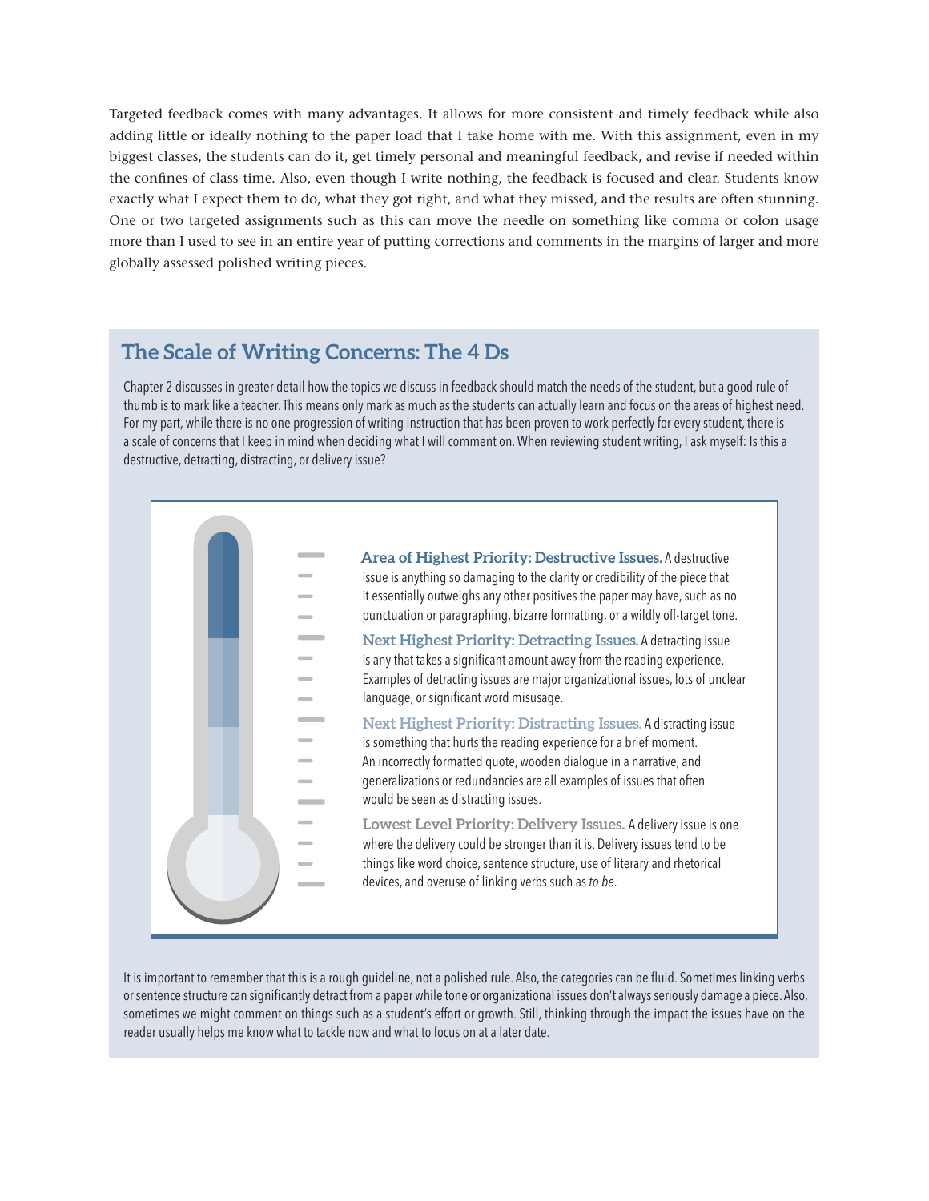Targeted feedback comes with many advantages. It allows for more consistent and timely feedback while also adding little or ideally nothing to the paper load that I take home with me. With this assignment, even in my biggest classes, the students can do it, get timely personal and meaningful feedback, and revise if needed within the confines of class time. Also, even though I write nothing, the feedback is focused and clear. Students know exactly what I expect them to do, what they got right, and what they missed, and the results are often stunning. One or two targeted assignments such as this can move the needle on something like comma or colon usage more than I used to see in an entire year of putting corrections and comments in the margins of larger and more globally assessed polished writing pieces.

## The Scale of Writing Concerns: The 4 Ds

Chapter 2 discusses in greater detail how the topics we discuss in feedback should match the needs of the student, but a good rule of thumb is to mark like a teacher. This means only mark as much as the students can actually learn and focus on the areas of highest need. For my part, while there is no one progression of writing instruction that has been proven to work perfectly for every student, there is a scale of concerns that I keep in mind when deciding what I will comment on. When reviewing student writing, I ask myself: Is this a destructive, detracting, distracting, or delivery issue?

**Area of Highest Priority: Destructive Issues.** A destructive issue is anything so damaging to the clarity or credibility of the piece that it essentially outweighs any other positives the paper may have, such as no punctuation or paragraphing, bizarre formatting, or a wildly off-target tone.

**Next Highest Priority: Detracting Issues.** A detracting issue is any that takes a significant amount away from the reading experience. Examples of detracting issues are major organizational issues, lots of unclear language, or significant word misusage.

**Next Highest Priority: Distracting Issues.** A distracting issue is something that hurts the reading experience for a brief moment. An incorrectly formatted quote, wooden dialogue in a narrative, and generalizations or redundancies are all examples of issues that often would be seen as distracting issues.

**Lowest Level Priority: Delivery Issues.** A delivery issue is one where the delivery could be stronger than it is. Delivery issues tend to be things like word choice, sentence structure, use of literary and rhetorical devices, and overuse of linking verbs such as *to be*.

It is important to remember that this is a rough guideline, not a polished rule. Also, the categories can be fluid. Sometimes linking verbs or sentence structure can significantly detract from a paper while tone or organizational issues don't always seriously damage a piece. Also, sometimes we might comment on things such as a student's effort or growth. Still, thinking through the impact the issues have on the reader usually helps me know what to tackle now and what to focus on at a later date.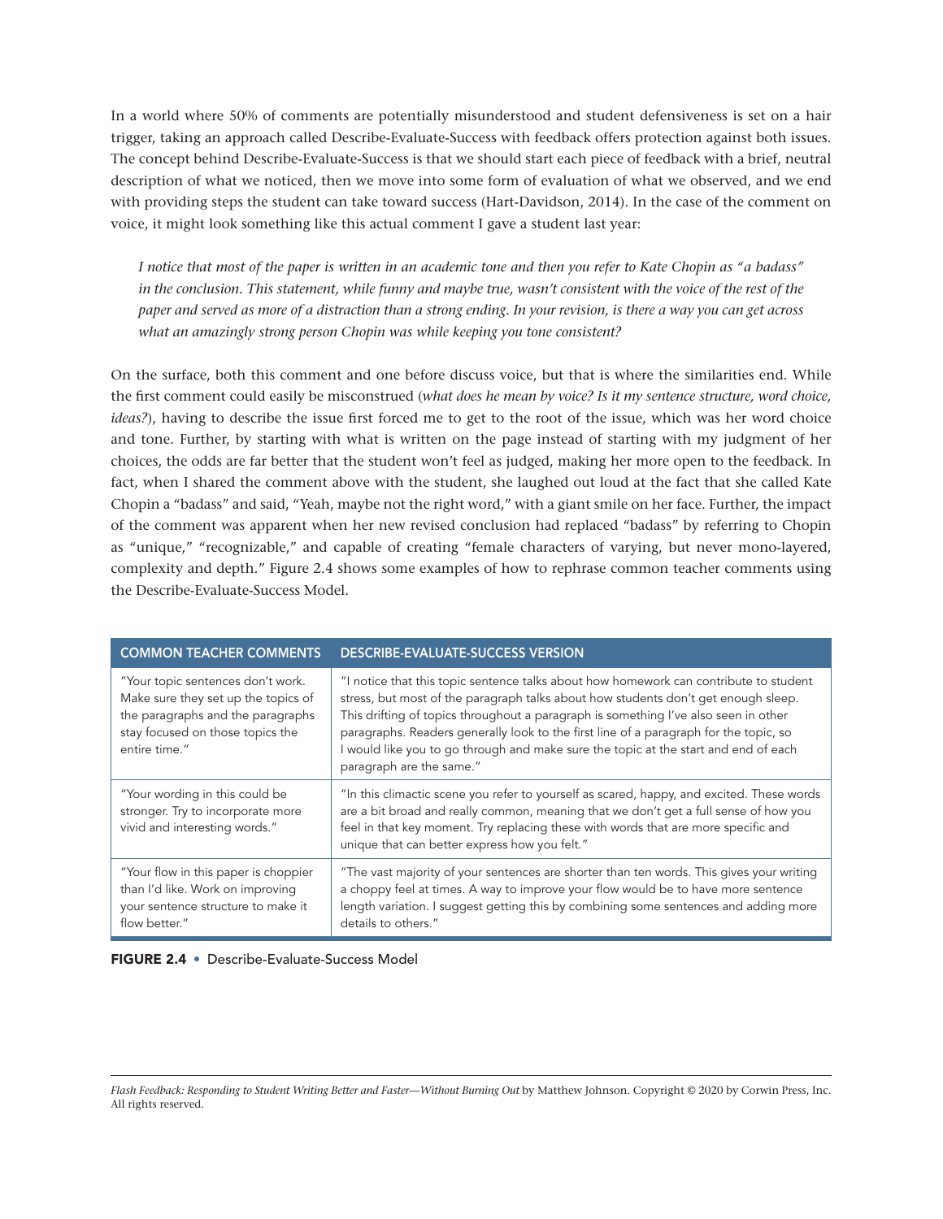In a world where 50% of comments are potentially misunderstood and student defensiveness is set on a hair trigger, taking an approach called Describe-Evaluate-Success with feedback offers protection against both issues. The concept behind Describe-Evaluate-Success is that we should start each piece of feedback with a brief, neutral description of what we noticed, then we move into some form of evaluation of what we observed, and we end with providing steps the student can take toward success (Hart-Davidson, 2014). In the case of the comment on voice, it might look something like this actual comment I gave a student last year:

> *I notice that most of the paper is written in an academic tone and then you refer to Kate Chopin as "a badass" in the conclusion. This statement, while funny and maybe true, wasn't consistent with the voice of the rest of the paper and served as more of a distraction than a strong ending. In your revision, is there a way you can get across what an amazingly strong person Chopin was while keeping you tone consistent?*

On the surface, both this comment and one before discuss voice, but that is where the similarities end. While the first comment could easily be misconstrued (*what does he mean by voice? Is it my sentence structure, word choice, ideas?*), having to describe the issue first forced me to get to the root of the issue, which was her word choice and tone. Further, by starting with what is written on the page instead of starting with my judgment of her choices, the odds are far better that the student won't feel as judged, making her more open to the feedback. In fact, when I shared the comment above with the student, she laughed out loud at the fact that she called Kate Chopin a "badass" and said, "Yeah, maybe not the right word," with a giant smile on her face. Further, the impact of the comment was apparent when her new revised conclusion had replaced "badass" by referring to Chopin as "unique," "recognizable," and capable of creating "female characters of varying, but never mono-layered, complexity and depth." Figure 2.4 shows some examples of how to rephrase common teacher comments using the Describe-Evaluate-Success Model.

| COMMON TEACHER COMMENTS | DESCRIBE-EVALUATE-SUCCESS VERSION |
| --- | --- |
| "Your topic sentences don't work. Make sure they set up the topics of the paragraphs and the paragraphs stay focused on those topics the entire time." | "I notice that this topic sentence talks about how homework can contribute to student stress, but most of the paragraph talks about how students don't get enough sleep. This drifting of topics throughout a paragraph is something I've also seen in other paragraphs. Readers generally look to the first line of a paragraph for the topic, so I would like you to go through and make sure the topic at the start and end of each paragraph are the same." |
| "Your wording in this could be stronger. Try to incorporate more vivid and interesting words." | "In this climactic scene you refer to yourself as scared, happy, and excited. These words are a bit broad and really common, meaning that we don't get a full sense of how you feel in that key moment. Try replacing these with words that are more specific and unique that can better express how you felt." |
| "Your flow in this paper is choppier than I'd like. Work on improving your sentence structure to make it flow better." | "The vast majority of your sentences are shorter than ten words. This gives your writing a choppy feel at times. A way to improve your flow would be to have more sentence length variation. I suggest getting this by combining some sentences and adding more details to others." |

**FIGURE 2.4** • Describe-Evaluate-Success Model

*Flash Feedback: Responding to Student Writing Better and Faster—Without Burning Out* by Matthew Johnson. Copyright © 2020 by Corwin Press, Inc. All rights reserved.